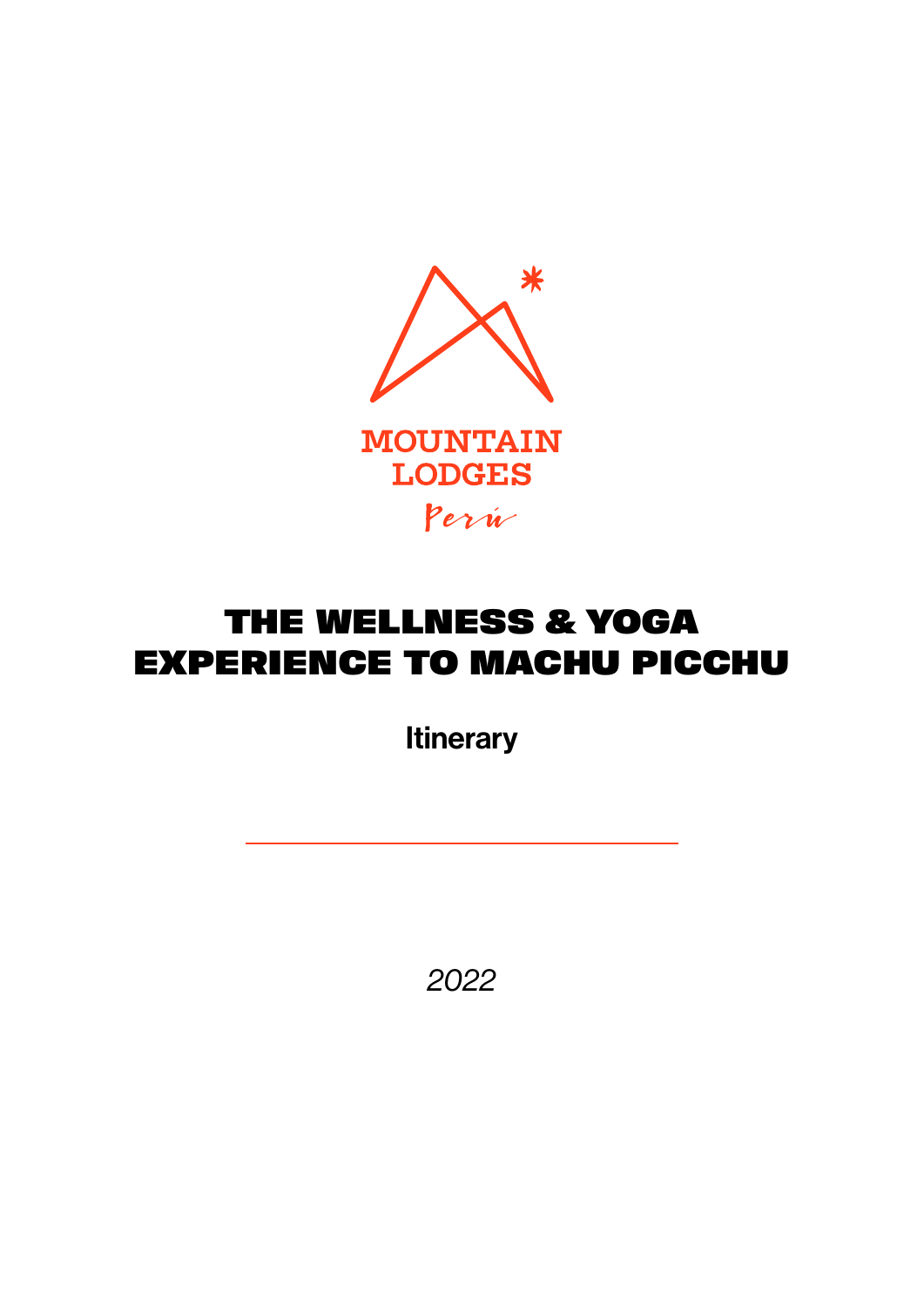MOUNTAIN LODGES

Perú

# THE WELLNESS & YOGA EXPERIENCE TO MACHU PICCHU

**Itinerary**

---

*2022*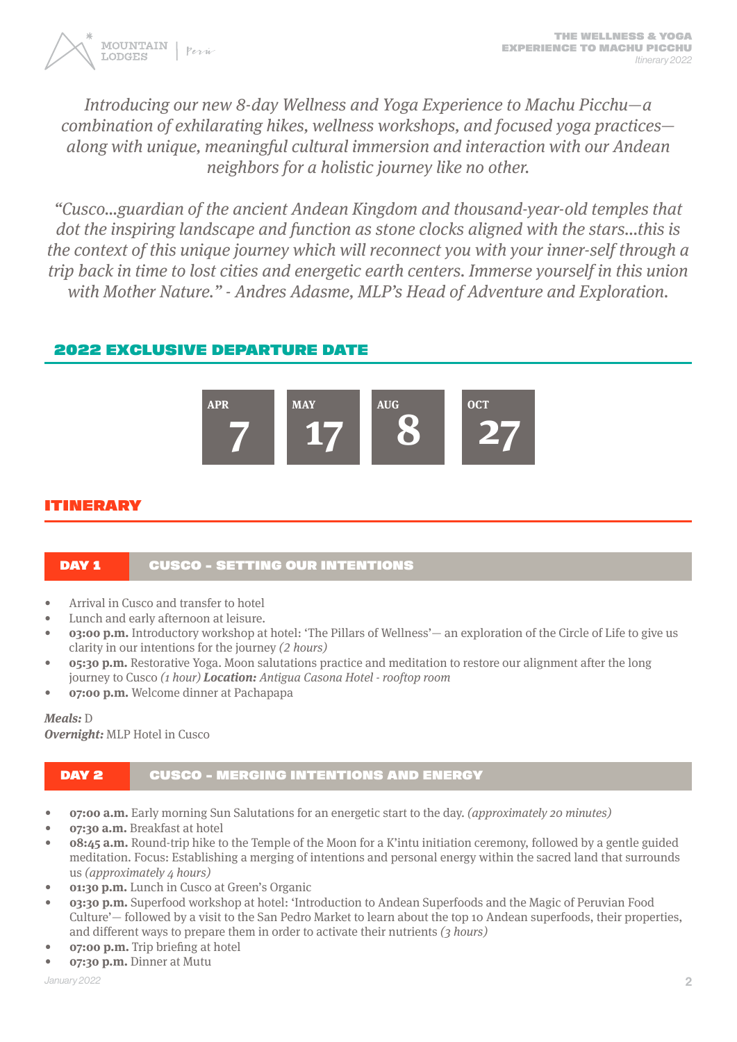*Introducing our new 8-day Wellness and Yoga Experience to Machu Picchu—a combination of exhilarating hikes, wellness workshops, and focused yoga practices—along with unique, meaningful cultural immersion and interaction with our Andean neighbors for a holistic journey like no other.*

*"Cusco...guardian of the ancient Andean Kingdom and thousand-year-old temples that dot the inspiring landscape and function as stone clocks aligned with the stars...this is the context of this unique journey which will reconnect you with your inner-self through a trip back in time to lost cities and energetic earth centers. Immerse yourself in this union with Mother Nature." - Andres Adasme, MLP's Head of Adventure and Exploration.*

## 2022 EXCLUSIVE DEPARTURE DATE

| APR | MAY | AUG | OCT |
|---|---|---|---|
| 7 | 17 | 8 | 27 |

## ITINERARY

### DAY 1 — CUSCO - SETTING OUR INTENTIONS

- Arrival in Cusco and transfer to hotel
- Lunch and early afternoon at leisure.
- **03:00 p.m.** Introductory workshop at hotel: 'The Pillars of Wellness'— an exploration of the Circle of Life to give us clarity in our intentions for the journey *(2 hours)*
- **05:30 p.m.** Restorative Yoga. Moon salutations practice and meditation to restore our alignment after the long journey to Cusco *(1 hour)* ***Location:*** *Antigua Casona Hotel - rooftop room*
- **07:00 p.m.** Welcome dinner at Pachapapa

***Meals:*** D
***Overnight:*** MLP Hotel in Cusco

### DAY 2 — CUSCO - MERGING INTENTIONS AND ENERGY

- **07:00 a.m.** Early morning Sun Salutations for an energetic start to the day. *(approximately 20 minutes)*
- **07:30 a.m.** Breakfast at hotel
- **08:45 a.m.** Round-trip hike to the Temple of the Moon for a K'intu initiation ceremony, followed by a gentle guided meditation. Focus: Establishing a merging of intentions and personal energy within the sacred land that surrounds us *(approximately 4 hours)*
- **01:30 p.m.** Lunch in Cusco at Green's Organic
- **03:30 p.m.** Superfood workshop at hotel: 'Introduction to Andean Superfoods and the Magic of Peruvian Food Culture'— followed by a visit to the San Pedro Market to learn about the top 10 Andean superfoods, their properties, and different ways to prepare them in order to activate their nutrients *(3 hours)*
- **07:00 p.m.** Trip briefing at hotel
- **07:30 p.m.** Dinner at Mutu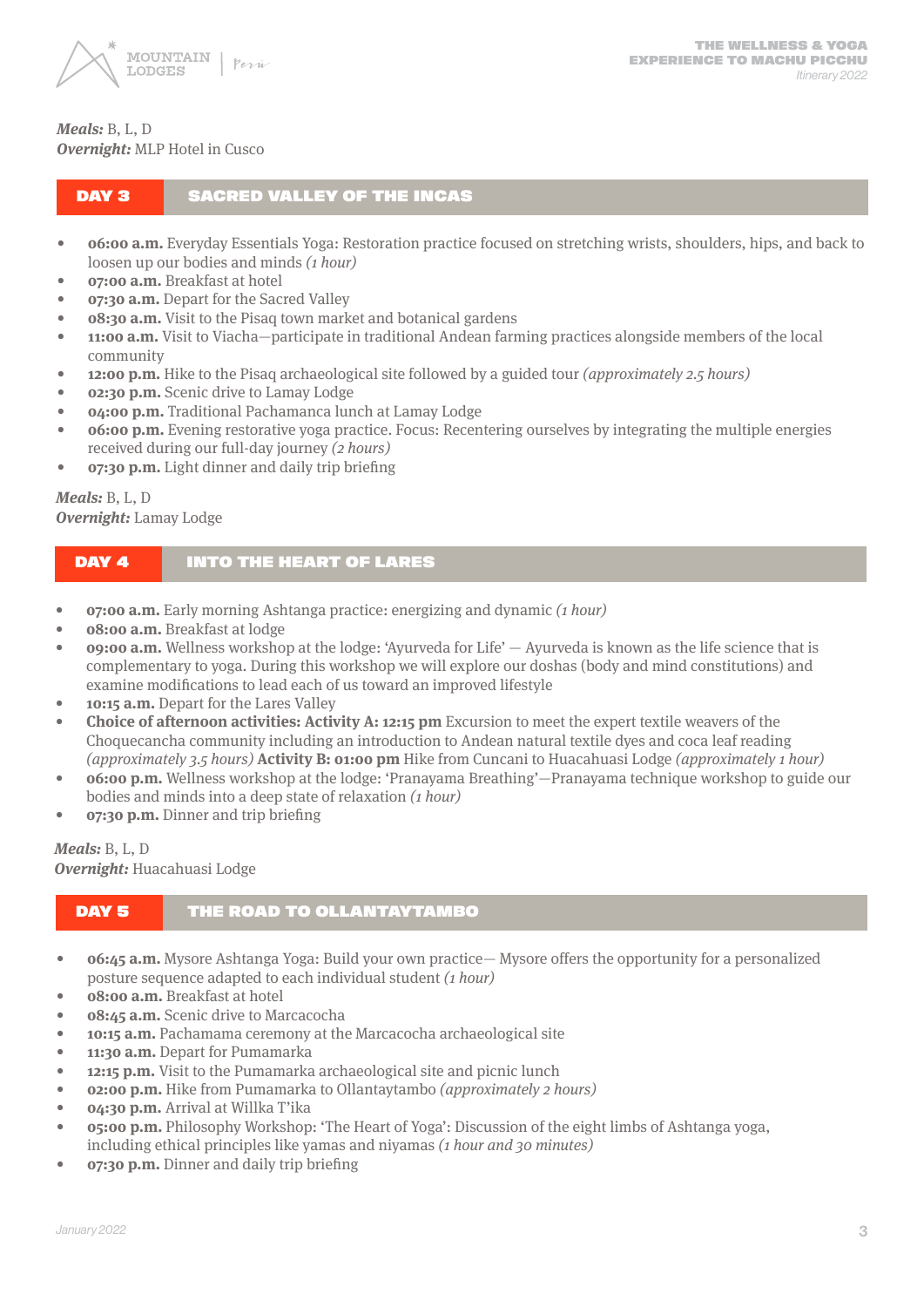***Meals:*** B, L, D
***Overnight:*** MLP Hotel in Cusco

## DAY 3 — SACRED VALLEY OF THE INCAS

- **06:00 a.m.** Everyday Essentials Yoga: Restoration practice focused on stretching wrists, shoulders, hips, and back to loosen up our bodies and minds *(1 hour)*
- **07:00 a.m.** Breakfast at hotel
- **07:30 a.m.** Depart for the Sacred Valley
- **08:30 a.m.** Visit to the Pisaq town market and botanical gardens
- **11:00 a.m.** Visit to Viacha—participate in traditional Andean farming practices alongside members of the local community
- **12:00 p.m.** Hike to the Pisaq archaeological site followed by a guided tour *(approximately 2.5 hours)*
- **02:30 p.m.** Scenic drive to Lamay Lodge
- **04:00 p.m.** Traditional Pachamanca lunch at Lamay Lodge
- **06:00 p.m.** Evening restorative yoga practice. Focus: Recentering ourselves by integrating the multiple energies received during our full-day journey *(2 hours)*
- **07:30 p.m.** Light dinner and daily trip briefing

***Meals:*** B, L, D
***Overnight:*** Lamay Lodge

## DAY 4 — INTO THE HEART OF LARES

- **07:00 a.m.** Early morning Ashtanga practice: energizing and dynamic *(1 hour)*
- **08:00 a.m.** Breakfast at lodge
- **09:00 a.m.** Wellness workshop at the lodge: 'Ayurveda for Life' — Ayurveda is known as the life science that is complementary to yoga. During this workshop we will explore our doshas (body and mind constitutions) and examine modifications to lead each of us toward an improved lifestyle
- **10:15 a.m.** Depart for the Lares Valley
- **Choice of afternoon activities: Activity A: 12:15 pm** Excursion to meet the expert textile weavers of the Choquecancha community including an introduction to Andean natural textile dyes and coca leaf reading *(approximately 3.5 hours)* **Activity B: 01:00 pm** Hike from Cuncani to Huacahuasi Lodge *(approximately 1 hour)*
- **06:00 p.m.** Wellness workshop at the lodge: 'Pranayama Breathing'—Pranayama technique workshop to guide our bodies and minds into a deep state of relaxation *(1 hour)*
- **07:30 p.m.** Dinner and trip briefing

***Meals:*** B, L, D
***Overnight:*** Huacahuasi Lodge

## DAY 5 — THE ROAD TO OLLANTAYTAMBO

- **06:45 a.m.** Mysore Ashtanga Yoga: Build your own practice— Mysore offers the opportunity for a personalized posture sequence adapted to each individual student *(1 hour)*
- **08:00 a.m.** Breakfast at hotel
- **08:45 a.m.** Scenic drive to Marcacocha
- **10:15 a.m.** Pachamama ceremony at the Marcacocha archaeological site
- **11:30 a.m.** Depart for Pumamarka
- **12:15 p.m.** Visit to the Pumamarka archaeological site and picnic lunch
- **02:00 p.m.** Hike from Pumamarka to Ollantaytambo *(approximately 2 hours)*
- **04:30 p.m.** Arrival at Willka T'ika
- **05:00 p.m.** Philosophy Workshop: 'The Heart of Yoga': Discussion of the eight limbs of Ashtanga yoga, including ethical principles like yamas and niyamas *(1 hour and 30 minutes)*
- **07:30 p.m.** Dinner and daily trip briefing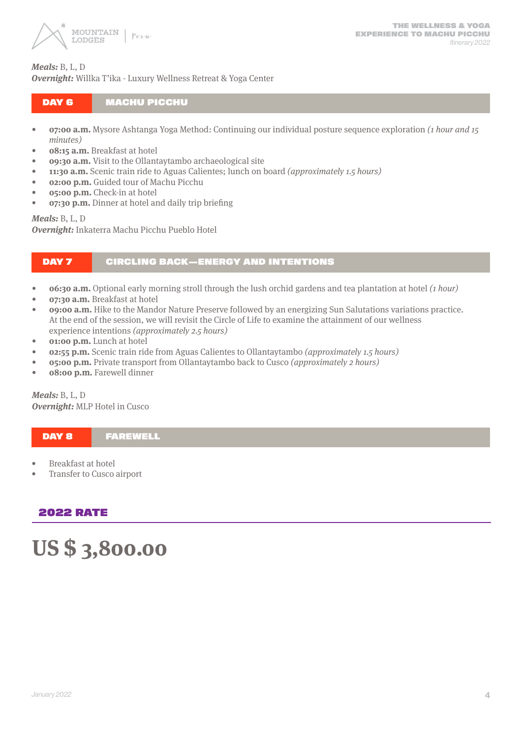***Meals:*** B, L, D
***Overnight:*** Willka T'ika - Luxury Wellness Retreat & Yoga Center

## DAY 6 — MACHU PICCHU

- **07:00 a.m.** Mysore Ashtanga Yoga Method: Continuing our individual posture sequence exploration *(1 hour and 15 minutes)*
- **08:15 a.m.** Breakfast at hotel
- **09:30 a.m.** Visit to the Ollantaytambo archaeological site
- **11:30 a.m.** Scenic train ride to Aguas Calientes; lunch on board *(approximately 1.5 hours)*
- **02:00 p.m.** Guided tour of Machu Picchu
- **05:00 p.m.** Check-in at hotel
- **07:30 p.m.** Dinner at hotel and daily trip briefing

***Meals:*** B, L, D
***Overnight:*** Inkaterra Machu Picchu Pueblo Hotel

## DAY 7 — CIRCLING BACK—ENERGY AND INTENTIONS

- **06:30 a.m.** Optional early morning stroll through the lush orchid gardens and tea plantation at hotel *(1 hour)*
- **07:30 a.m.** Breakfast at hotel
- **09:00 a.m.** Hike to the Mandor Nature Preserve followed by an energizing Sun Salutations variations practice. At the end of the session, we will revisit the Circle of Life to examine the attainment of our wellness experience intentions *(approximately 2.5 hours)*
- **01:00 p.m.** Lunch at hotel
- **02:55 p.m.** Scenic train ride from Aguas Calientes to Ollantaytambo *(approximately 1.5 hours)*
- **05:00 p.m.** Private transport from Ollantaytambo back to Cusco *(approximately 2 hours)*
- **08:00 p.m.** Farewell dinner

***Meals:*** B, L, D
***Overnight:*** MLP Hotel in Cusco

## DAY 8 — FAREWELL

- Breakfast at hotel
- Transfer to Cusco airport

## 2022 RATE

# US $ 3,800.00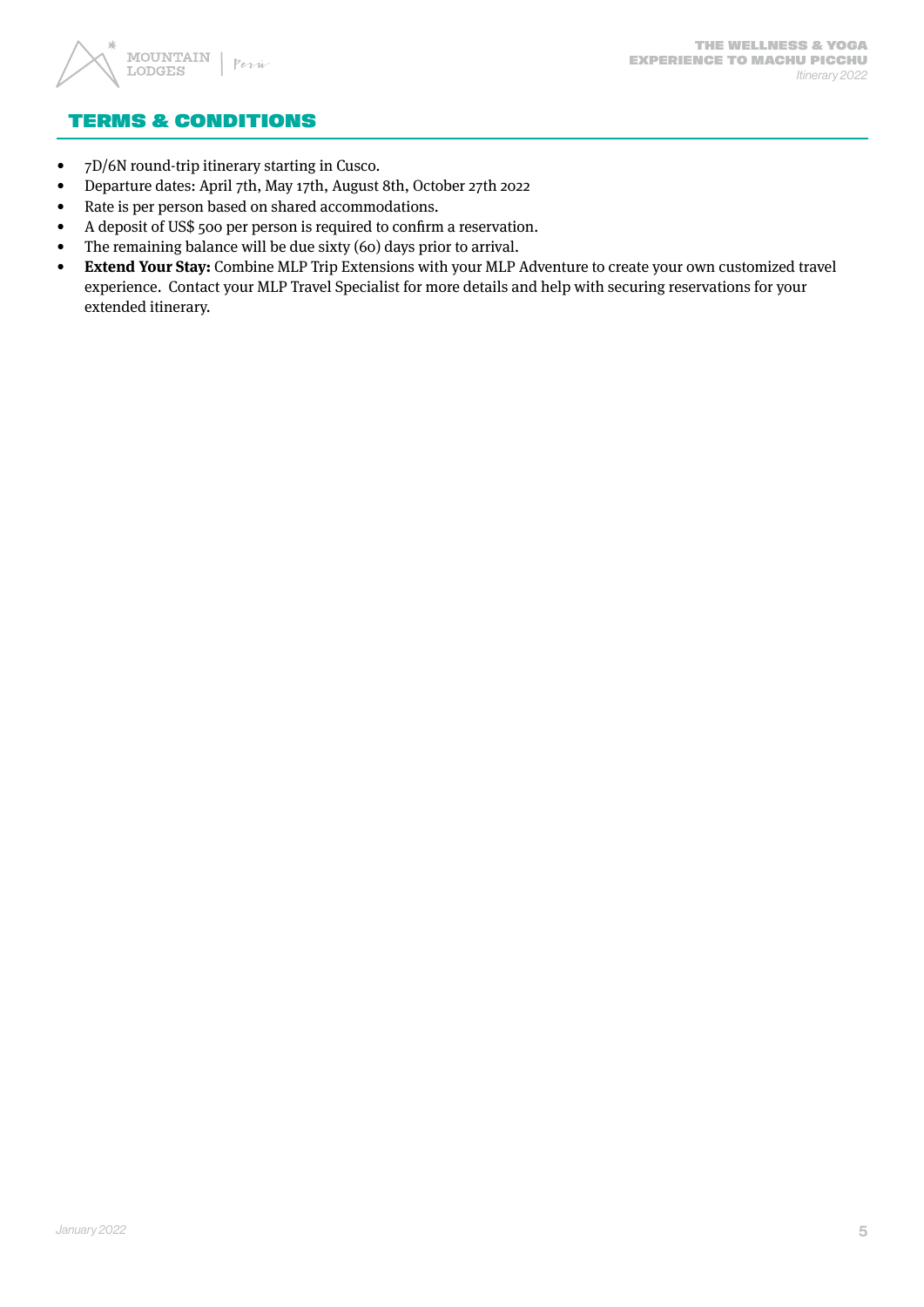## TERMS & CONDITIONS

- 7D/6N round-trip itinerary starting in Cusco.
- Departure dates: April 7th, May 17th, August 8th, October 27th 2022
- Rate is per person based on shared accommodations.
- A deposit of US$ 500 per person is required to confirm a reservation.
- The remaining balance will be due sixty (60) days prior to arrival.
- **Extend Your Stay:** Combine MLP Trip Extensions with your MLP Adventure to create your own customized travel experience. Contact your MLP Travel Specialist for more details and help with securing reservations for your extended itinerary.